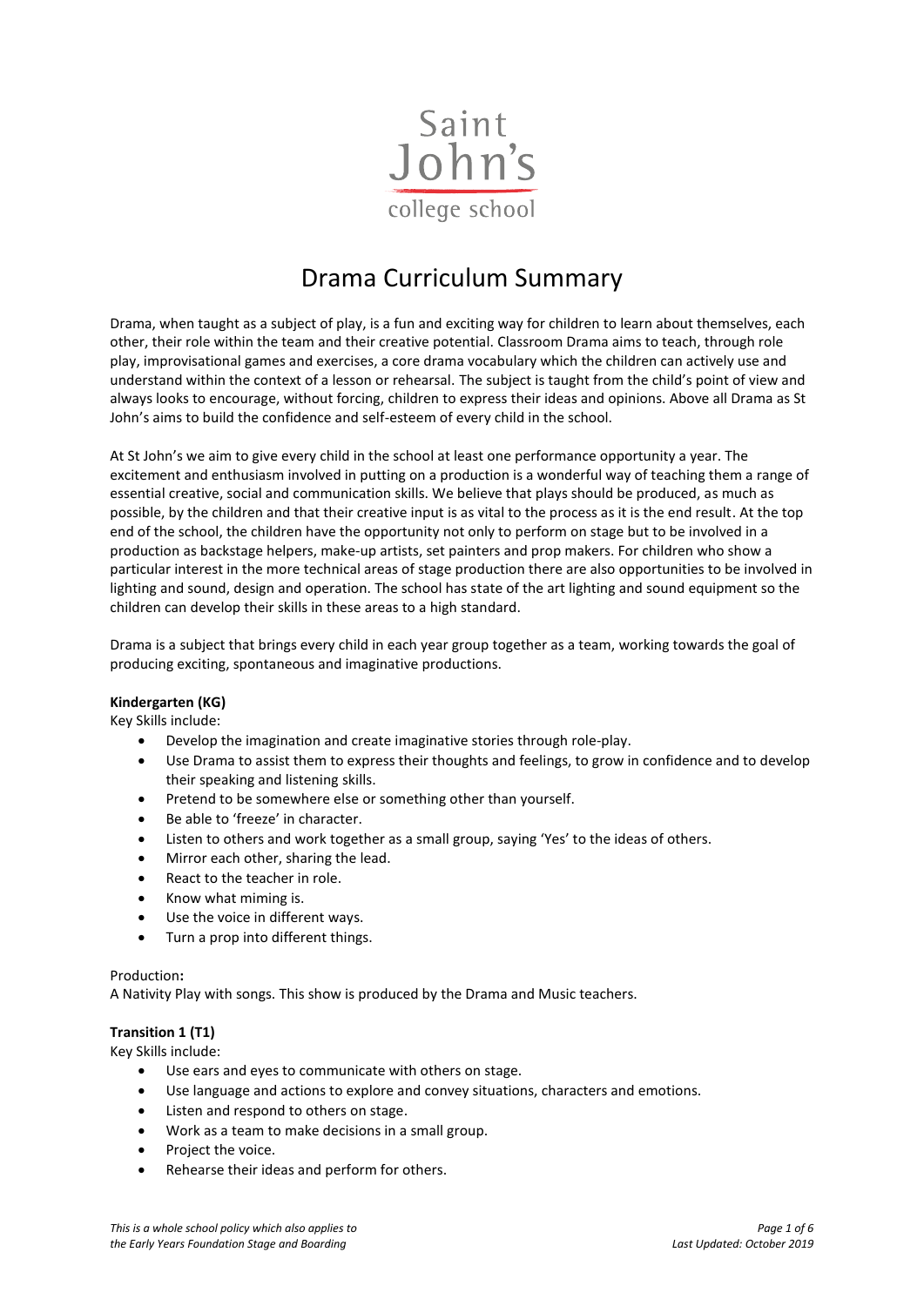Saint John's college school

# Drama Curriculum Summary

Drama, when taught as a subject of play, is a fun and exciting way for children to learn about themselves, each other, their role within the team and their creative potential. Classroom Drama aims to teach, through role play, improvisational games and exercises, a core drama vocabulary which the children can actively use and understand within the context of a lesson or rehearsal. The subject is taught from the child's point of view and always looks to encourage, without forcing, children to express their ideas and opinions. Above all Drama as St John's aims to build the confidence and self-esteem of every child in the school.

At St John's we aim to give every child in the school at least one performance opportunity a year. The excitement and enthusiasm involved in putting on a production is a wonderful way of teaching them a range of essential creative, social and communication skills. We believe that plays should be produced, as much as possible, by the children and that their creative input is as vital to the process as it is the end result. At the top end of the school, the children have the opportunity not only to perform on stage but to be involved in a production as backstage helpers, make-up artists, set painters and prop makers. For children who show a particular interest in the more technical areas of stage production there are also opportunities to be involved in lighting and sound, design and operation. The school has state of the art lighting and sound equipment so the children can develop their skills in these areas to a high standard.

Drama is a subject that brings every child in each year group together as a team, working towards the goal of producing exciting, spontaneous and imaginative productions.

**Kindergarten (KG)**

Key Skills include:

- Develop the imagination and create imaginative stories through role-play.
- Use Drama to assist them to express their thoughts and feelings, to grow in confidence and to develop their speaking and listening skills.
- Pretend to be somewhere else or something other than yourself.
- Be able to 'freeze' in character.
- Listen to others and work together as a small group, saying 'Yes' to the ideas of others.
- Mirror each other, sharing the lead.
- React to the teacher in role.
- Know what miming is.
- Use the voice in different ways.
- Turn a prop into different things.

Production**:**

A Nativity Play with songs. This show is produced by the Drama and Music teachers.

**Transition 1 (T1)**

Key Skills include:

- Use ears and eyes to communicate with others on stage.
- Use language and actions to explore and convey situations, characters and emotions.
- Listen and respond to others on stage.
- Work as a team to make decisions in a small group.
- Project the voice.
- Rehearse their ideas and perform for others.

*This is a whole school policy which also applies to the Early Years Foundation Stage and Boarding*

*Last Updated: October 2019*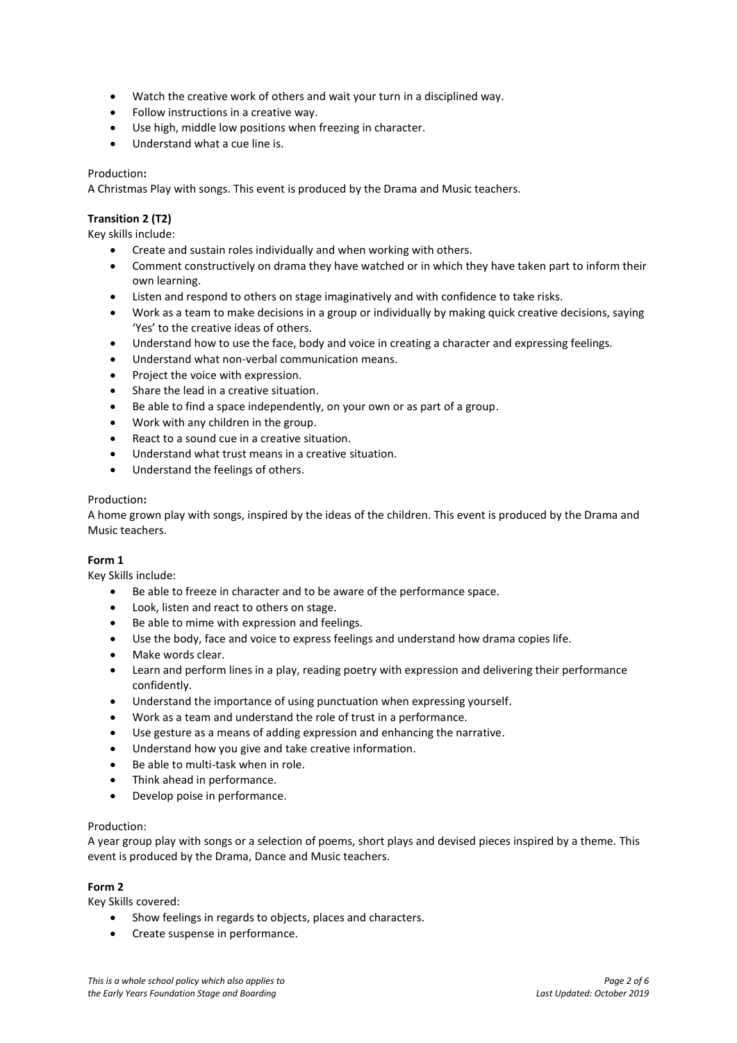- Watch the creative work of others and wait your turn in a disciplined way.
- Follow instructions in a creative way.
- Use high, middle low positions when freezing in character.
- Understand what a cue line is.

Production**:**
A Christmas Play with songs. This event is produced by the Drama and Music teachers.

**Transition 2 (T2)**
Key skills include:

- Create and sustain roles individually and when working with others.
- Comment constructively on drama they have watched or in which they have taken part to inform their own learning.
- Listen and respond to others on stage imaginatively and with confidence to take risks.
- Work as a team to make decisions in a group or individually by making quick creative decisions, saying 'Yes' to the creative ideas of others.
- Understand how to use the face, body and voice in creating a character and expressing feelings.
- Understand what non-verbal communication means.
- Project the voice with expression.
- Share the lead in a creative situation.
- Be able to find a space independently, on your own or as part of a group.
- Work with any children in the group.
- React to a sound cue in a creative situation.
- Understand what trust means in a creative situation.
- Understand the feelings of others.

Production**:**
A home grown play with songs, inspired by the ideas of the children. This event is produced by the Drama and Music teachers.

**Form 1**
Key Skills include:

- Be able to freeze in character and to be aware of the performance space.
- Look, listen and react to others on stage.
- Be able to mime with expression and feelings.
- Use the body, face and voice to express feelings and understand how drama copies life.
- Make words clear.
- Learn and perform lines in a play, reading poetry with expression and delivering their performance confidently.
- Understand the importance of using punctuation when expressing yourself.
- Work as a team and understand the role of trust in a performance.
- Use gesture as a means of adding expression and enhancing the narrative.
- Understand how you give and take creative information.
- Be able to multi-task when in role.
- Think ahead in performance.
- Develop poise in performance.

Production:
A year group play with songs or a selection of poems, short plays and devised pieces inspired by a theme. This event is produced by the Drama, Dance and Music teachers.

**Form 2**
Key Skills covered:

- Show feelings in regards to objects, places and characters.
- Create suspense in performance.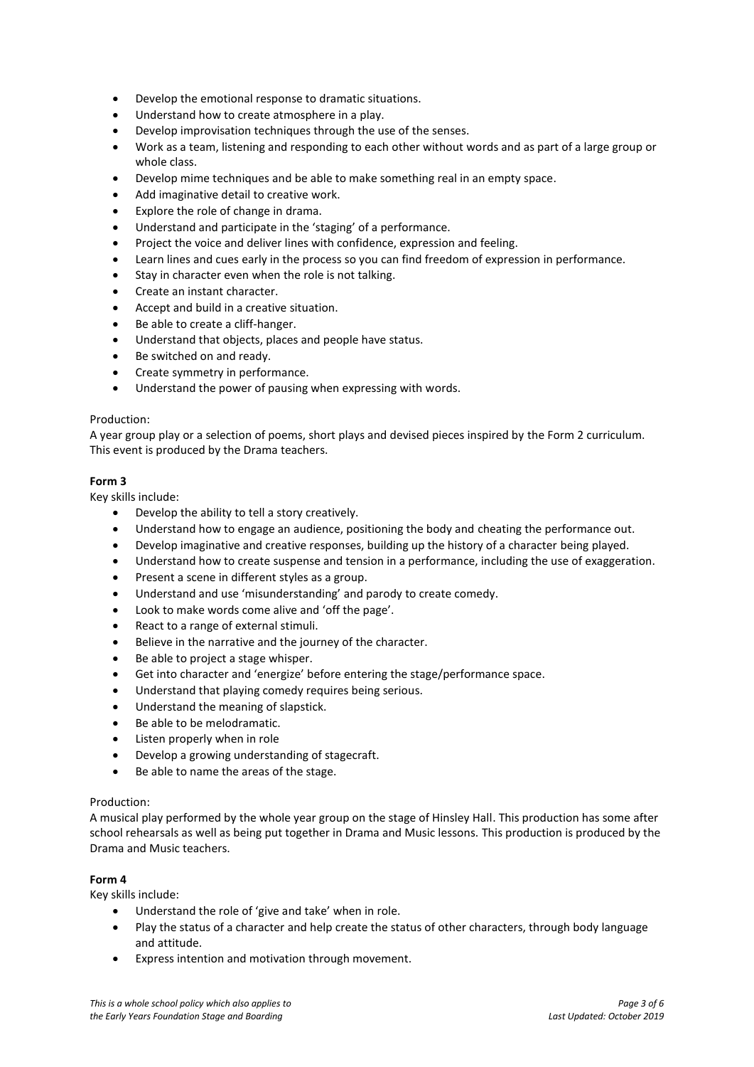- Develop the emotional response to dramatic situations.
- Understand how to create atmosphere in a play.
- Develop improvisation techniques through the use of the senses.
- Work as a team, listening and responding to each other without words and as part of a large group or whole class.
- Develop mime techniques and be able to make something real in an empty space.
- Add imaginative detail to creative work.
- Explore the role of change in drama.
- Understand and participate in the 'staging' of a performance.
- Project the voice and deliver lines with confidence, expression and feeling.
- Learn lines and cues early in the process so you can find freedom of expression in performance.
- Stay in character even when the role is not talking.
- Create an instant character.
- Accept and build in a creative situation.
- Be able to create a cliff-hanger.
- Understand that objects, places and people have status.
- Be switched on and ready.
- Create symmetry in performance.
- Understand the power of pausing when expressing with words.

Production:
A year group play or a selection of poems, short plays and devised pieces inspired by the Form 2 curriculum. This event is produced by the Drama teachers.

**Form 3**
Key skills include:

- Develop the ability to tell a story creatively.
- Understand how to engage an audience, positioning the body and cheating the performance out.
- Develop imaginative and creative responses, building up the history of a character being played.
- Understand how to create suspense and tension in a performance, including the use of exaggeration.
- Present a scene in different styles as a group.
- Understand and use 'misunderstanding' and parody to create comedy.
- Look to make words come alive and 'off the page'.
- React to a range of external stimuli.
- Believe in the narrative and the journey of the character.
- Be able to project a stage whisper.
- Get into character and 'energize' before entering the stage/performance space.
- Understand that playing comedy requires being serious.
- Understand the meaning of slapstick.
- Be able to be melodramatic.
- Listen properly when in role
- Develop a growing understanding of stagecraft.
- Be able to name the areas of the stage.

Production:
A musical play performed by the whole year group on the stage of Hinsley Hall. This production has some after school rehearsals as well as being put together in Drama and Music lessons. This production is produced by the Drama and Music teachers.

**Form 4**
Key skills include:

- Understand the role of 'give and take' when in role.
- Play the status of a character and help create the status of other characters, through body language and attitude.
- Express intention and motivation through movement.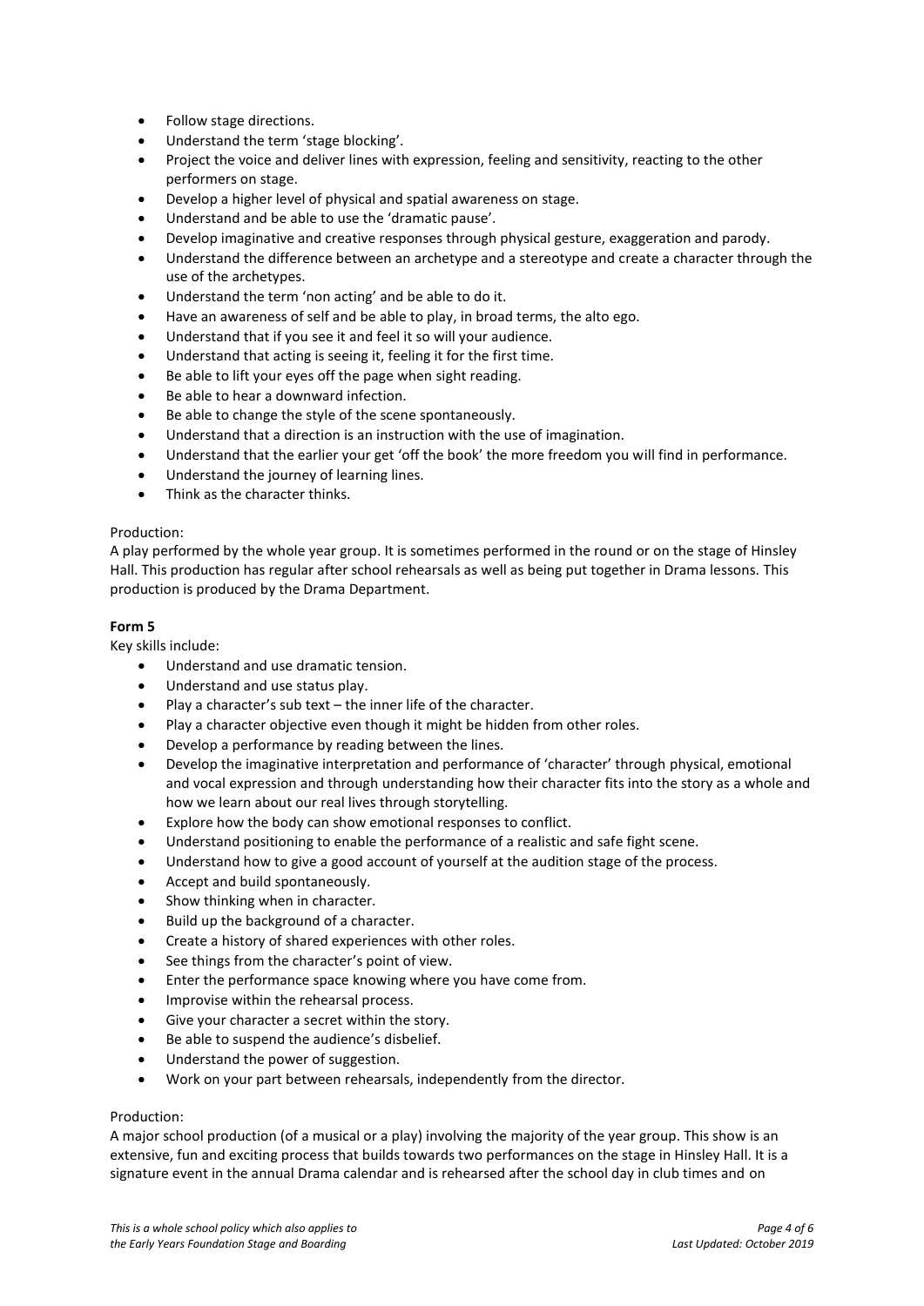- Follow stage directions.
- Understand the term 'stage blocking'.
- Project the voice and deliver lines with expression, feeling and sensitivity, reacting to the other performers on stage.
- Develop a higher level of physical and spatial awareness on stage.
- Understand and be able to use the 'dramatic pause'.
- Develop imaginative and creative responses through physical gesture, exaggeration and parody.
- Understand the difference between an archetype and a stereotype and create a character through the use of the archetypes.
- Understand the term 'non acting' and be able to do it.
- Have an awareness of self and be able to play, in broad terms, the alto ego.
- Understand that if you see it and feel it so will your audience.
- Understand that acting is seeing it, feeling it for the first time.
- Be able to lift your eyes off the page when sight reading.
- Be able to hear a downward infection.
- Be able to change the style of the scene spontaneously.
- Understand that a direction is an instruction with the use of imagination.
- Understand that the earlier your get 'off the book' the more freedom you will find in performance.
- Understand the journey of learning lines.
- Think as the character thinks.

Production:
A play performed by the whole year group. It is sometimes performed in the round or on the stage of Hinsley Hall. This production has regular after school rehearsals as well as being put together in Drama lessons. This production is produced by the Drama Department.

**Form 5**

Key skills include:

- Understand and use dramatic tension.
- Understand and use status play.
- Play a character's sub text – the inner life of the character.
- Play a character objective even though it might be hidden from other roles.
- Develop a performance by reading between the lines.
- Develop the imaginative interpretation and performance of 'character' through physical, emotional and vocal expression and through understanding how their character fits into the story as a whole and how we learn about our real lives through storytelling.
- Explore how the body can show emotional responses to conflict.
- Understand positioning to enable the performance of a realistic and safe fight scene.
- Understand how to give a good account of yourself at the audition stage of the process.
- Accept and build spontaneously.
- Show thinking when in character.
- Build up the background of a character.
- Create a history of shared experiences with other roles.
- See things from the character's point of view.
- Enter the performance space knowing where you have come from.
- Improvise within the rehearsal process.
- Give your character a secret within the story.
- Be able to suspend the audience's disbelief.
- Understand the power of suggestion.
- Work on your part between rehearsals, independently from the director.

Production:
A major school production (of a musical or a play) involving the majority of the year group. This show is an extensive, fun and exciting process that builds towards two performances on the stage in Hinsley Hall. It is a signature event in the annual Drama calendar and is rehearsed after the school day in club times and on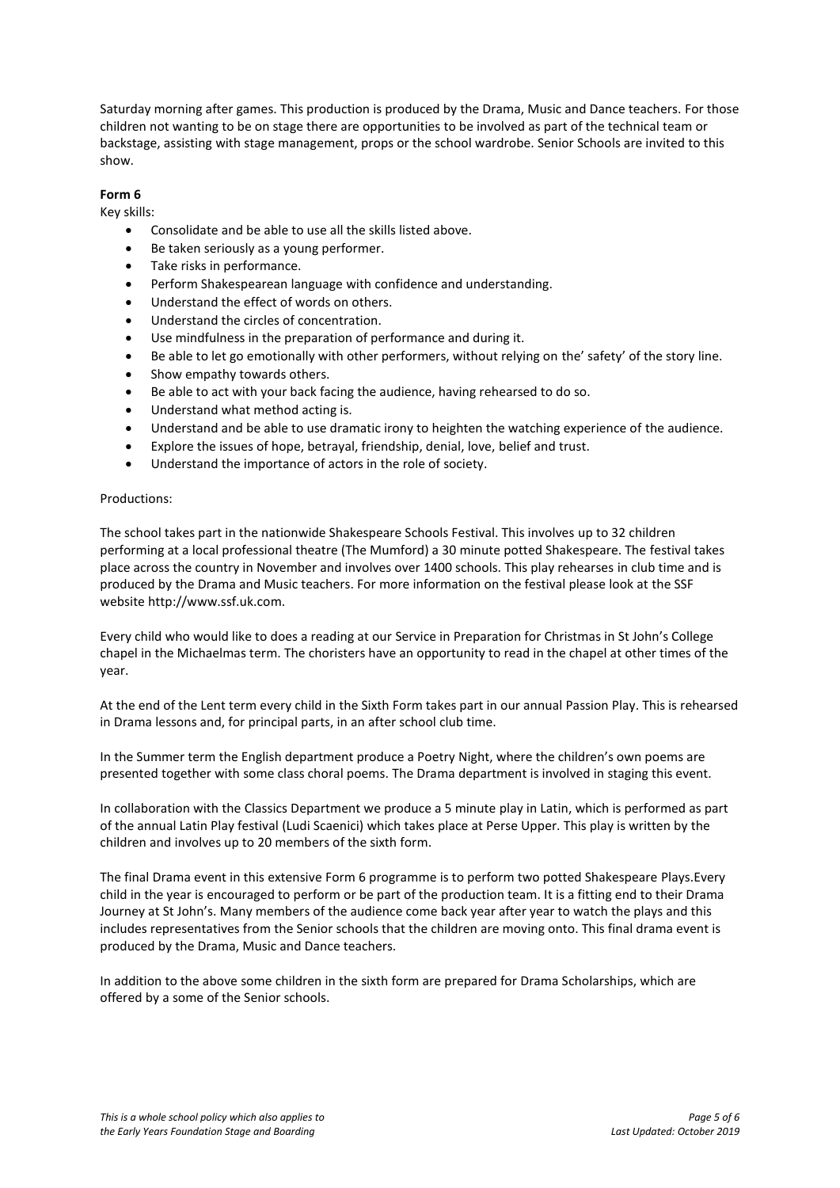Saturday morning after games. This production is produced by the Drama, Music and Dance teachers. For those children not wanting to be on stage there are opportunities to be involved as part of the technical team or backstage, assisting with stage management, props or the school wardrobe. Senior Schools are invited to this show.

**Form 6**

Key skills:

- Consolidate and be able to use all the skills listed above.
- Be taken seriously as a young performer.
- Take risks in performance.
- Perform Shakespearean language with confidence and understanding.
- Understand the effect of words on others.
- Understand the circles of concentration.
- Use mindfulness in the preparation of performance and during it.
- Be able to let go emotionally with other performers, without relying on the' safety' of the story line.
- Show empathy towards others.
- Be able to act with your back facing the audience, having rehearsed to do so.
- Understand what method acting is.
- Understand and be able to use dramatic irony to heighten the watching experience of the audience.
- Explore the issues of hope, betrayal, friendship, denial, love, belief and trust.
- Understand the importance of actors in the role of society.

Productions:

The school takes part in the nationwide Shakespeare Schools Festival. This involves up to 32 children performing at a local professional theatre (The Mumford) a 30 minute potted Shakespeare. The festival takes place across the country in November and involves over 1400 schools. This play rehearses in club time and is produced by the Drama and Music teachers. For more information on the festival please look at the SSF website http://www.ssf.uk.com.

Every child who would like to does a reading at our Service in Preparation for Christmas in St John's College chapel in the Michaelmas term. The choristers have an opportunity to read in the chapel at other times of the year.

At the end of the Lent term every child in the Sixth Form takes part in our annual Passion Play. This is rehearsed in Drama lessons and, for principal parts, in an after school club time.

In the Summer term the English department produce a Poetry Night, where the children's own poems are presented together with some class choral poems. The Drama department is involved in staging this event.

In collaboration with the Classics Department we produce a 5 minute play in Latin, which is performed as part of the annual Latin Play festival (Ludi Scaenici) which takes place at Perse Upper. This play is written by the children and involves up to 20 members of the sixth form.

The final Drama event in this extensive Form 6 programme is to perform two potted Shakespeare Plays.Every child in the year is encouraged to perform or be part of the production team. It is a fitting end to their Drama Journey at St John's. Many members of the audience come back year after year to watch the plays and this includes representatives from the Senior schools that the children are moving onto. This final drama event is produced by the Drama, Music and Dance teachers.

In addition to the above some children in the sixth form are prepared for Drama Scholarships, which are offered by a some of the Senior schools.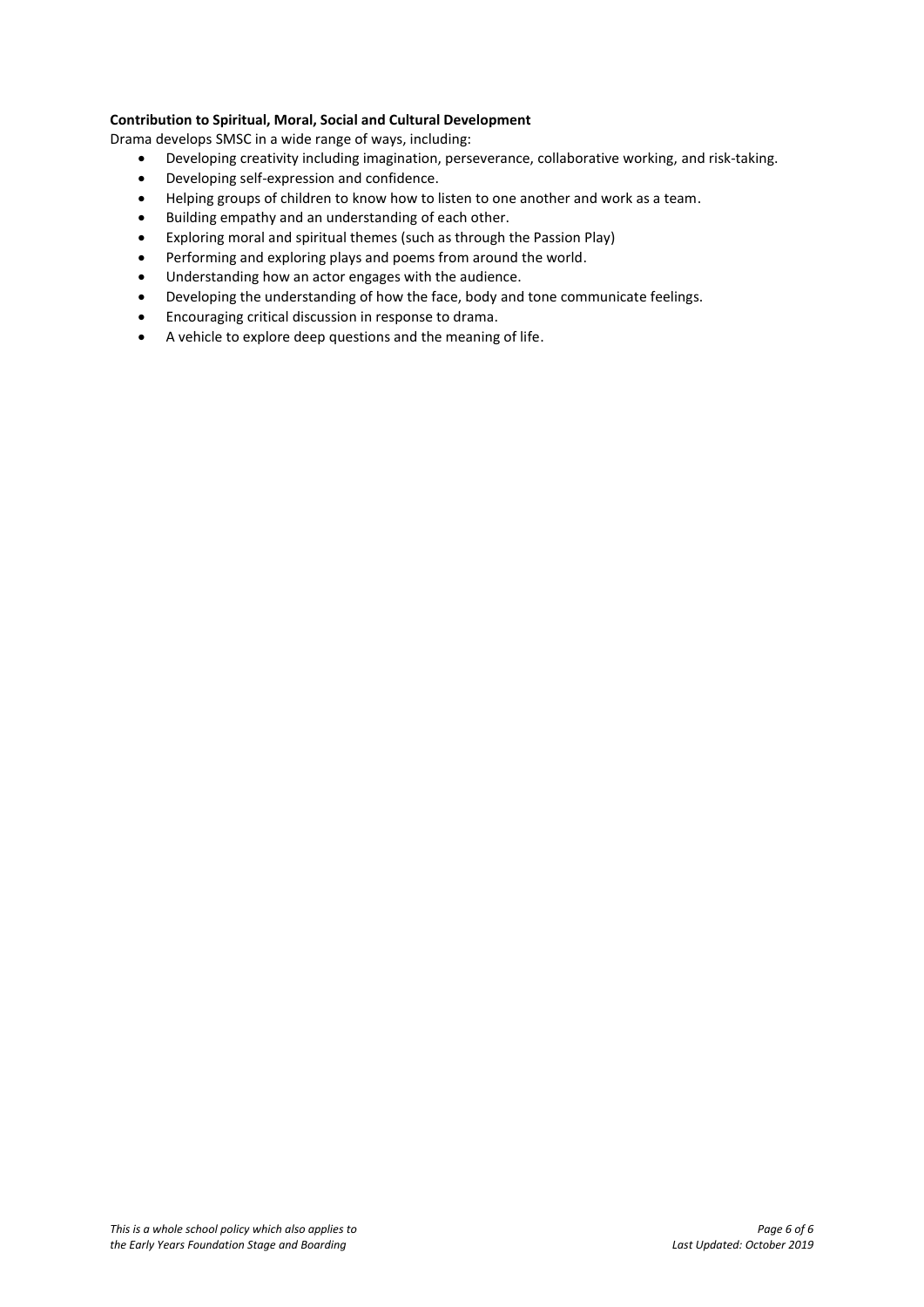**Contribution to Spiritual, Moral, Social and Cultural Development**

Drama develops SMSC in a wide range of ways, including:

- Developing creativity including imagination, perseverance, collaborative working, and risk-taking.
- Developing self-expression and confidence.
- Helping groups of children to know how to listen to one another and work as a team.
- Building empathy and an understanding of each other.
- Exploring moral and spiritual themes (such as through the Passion Play)
- Performing and exploring plays and poems from around the world.
- Understanding how an actor engages with the audience.
- Developing the understanding of how the face, body and tone communicate feelings.
- Encouraging critical discussion in response to drama.
- A vehicle to explore deep questions and the meaning of life.